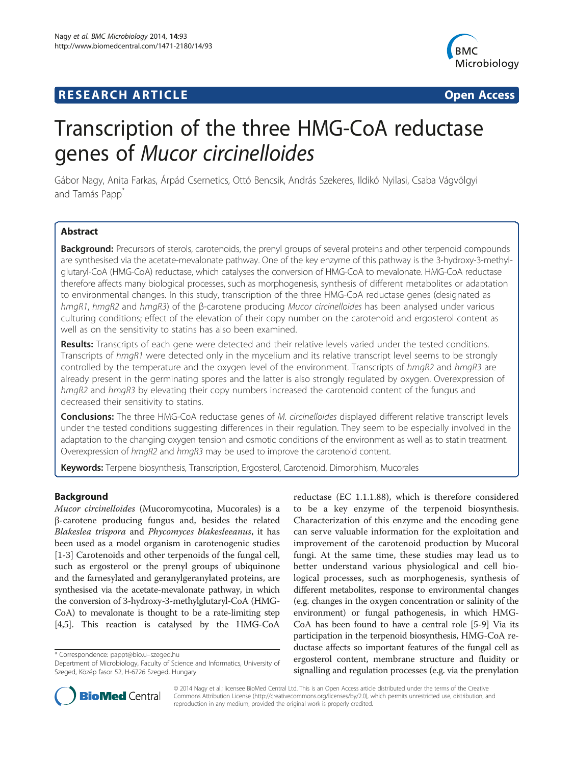## RESEARCH ARTICLE

Open Access

# Transcription of the three HMG-CoA reductase genes of *Mucor circinelloides*

Gábor Nagy, Anita Farkas, Árpád Csernetics, Ottó Bencsik, András Szekeres, Ildikó Nyilasi, Csaba Vágvölgyi and Tamás Papp*

## Abstract

**Background:** Precursors of sterols, carotenoids, the prenyl groups of several proteins and other terpenoid compounds are synthesised via the acetate-mevalonate pathway. One of the key enzyme of this pathway is the 3-hydroxy-3-methyl-glutaryl-CoA (HMG-CoA) reductase, which catalyses the conversion of HMG-CoA to mevalonate. HMG-CoA reductase therefore affects many biological processes, such as morphogenesis, synthesis of different metabolites or adaptation to environmental changes. In this study, transcription of the three HMG-CoA reductase genes (designated as *hmgR1*, *hmgR2* and *hmgR3*) of the β-carotene producing *Mucor circinelloides* has been analysed under various culturing conditions; effect of the elevation of their copy number on the carotenoid and ergosterol content as well as on the sensitivity to statins has also been examined.

**Results:** Transcripts of each gene were detected and their relative levels varied under the tested conditions. Transcripts of *hmgR1* were detected only in the mycelium and its relative transcript level seems to be strongly controlled by the temperature and the oxygen level of the environment. Transcripts of *hmgR2* and *hmgR3* are already present in the germinating spores and the latter is also strongly regulated by oxygen. Overexpression of *hmgR2* and *hmgR3* by elevating their copy numbers increased the carotenoid content of the fungus and decreased their sensitivity to statins.

**Conclusions:** The three HMG-CoA reductase genes of *M. circinelloides* displayed different relative transcript levels under the tested conditions suggesting differences in their regulation. They seem to be especially involved in the adaptation to the changing oxygen tension and osmotic conditions of the environment as well as to statin treatment. Overexpression of *hmgR2* and *hmgR3* may be used to improve the carotenoid content.

**Keywords:** Terpene biosynthesis, Transcription, Ergosterol, Carotenoid, Dimorphism, Mucorales

## Background

*Mucor circinelloides* (Mucoromycotina, Mucorales) is a β-carotene producing fungus and, besides the related *Blakeslea trispora* and *Phycomyces blakesleeanus*, it has been used as a model organism in carotenogenic studies [1-3] Carotenoids and other terpenoids of the fungal cell, such as ergosterol or the prenyl groups of ubiquinone and the farnesylated and geranylgeranylated proteins, are synthesised via the acetate-mevalonate pathway, in which the conversion of 3-hydroxy-3-methylglutaryl-CoA (HMG-CoA) to mevalonate is thought to be a rate-limiting step [4,5]. This reaction is catalysed by the HMG-CoA reductase (EC 1.1.1.88), which is therefore considered to be a key enzyme of the terpenoid biosynthesis. Characterization of this enzyme and the encoding gene can serve valuable information for the exploitation and improvement of the carotenoid production by Mucoral fungi. At the same time, these studies may lead us to better understand various physiological and cell biological processes, such as morphogenesis, synthesis of different metabolites, response to environmental changes (e.g. changes in the oxygen concentration or salinity of the environment) or fungal pathogenesis, in which HMG-CoA has been found to have a central role [5-9] Via its participation in the terpenoid biosynthesis, HMG-CoA reductase affects so important features of the fungal cell as ergosterol content, membrane structure and fluidity or signalling and regulation processes (e.g. via the prenylation

\* Correspondence: pappt@bio.u–szeged.hu
Department of Microbiology, Faculty of Science and Informatics, University of Szeged, Közép fasor 52, H-6726 Szeged, Hungary

© 2014 Nagy et al.; licensee BioMed Central Ltd. This is an Open Access article distributed under the terms of the Creative Commons Attribution License (http://creativecommons.org/licenses/by/2.0), which permits unrestricted use, distribution, and reproduction in any medium, provided the original work is properly credited.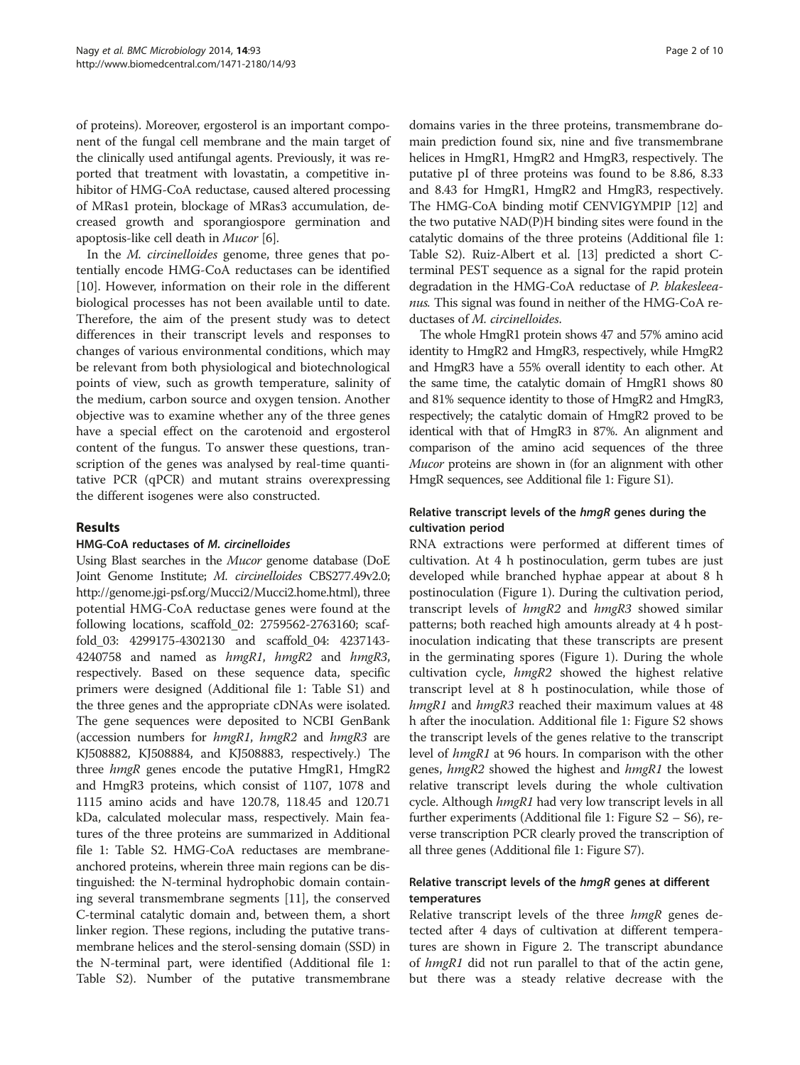of proteins). Moreover, ergosterol is an important component of the fungal cell membrane and the main target of the clinically used antifungal agents. Previously, it was reported that treatment with lovastatin, a competitive inhibitor of HMG-CoA reductase, caused altered processing of MRas1 protein, blockage of MRas3 accumulation, decreased growth and sporangiospore germination and apoptosis-like cell death in *Mucor* [6].

In the *M. circinelloides* genome, three genes that potentially encode HMG-CoA reductases can be identified [10]. However, information on their role in the different biological processes has not been available until to date. Therefore, the aim of the present study was to detect differences in their transcript levels and responses to changes of various environmental conditions, which may be relevant from both physiological and biotechnological points of view, such as growth temperature, salinity of the medium, carbon source and oxygen tension. Another objective was to examine whether any of the three genes have a special effect on the carotenoid and ergosterol content of the fungus. To answer these questions, transcription of the genes was analysed by real-time quantitative PCR (qPCR) and mutant strains overexpressing the different isogenes were also constructed.

## Results

### HMG-CoA reductases of *M. circinelloides*

Using Blast searches in the *Mucor* genome database (DoE Joint Genome Institute; *M. circinelloides* CBS277.49v2.0; http://genome.jgi-psf.org/Mucci2/Mucci2.home.html), three potential HMG-CoA reductase genes were found at the following locations, scaffold_02: 2759562-2763160; scaffold_03: 4299175-4302130 and scaffold_04: 4237143-4240758 and named as *hmgR1*, *hmgR2* and *hmgR3*, respectively. Based on these sequence data, specific primers were designed (Additional file 1: Table S1) and the three genes and the appropriate cDNAs were isolated. The gene sequences were deposited to NCBI GenBank (accession numbers for *hmgR1*, *hmgR2* and *hmgR3* are KJ508882, KJ508884, and KJ508883, respectively.) The three *hmgR* genes encode the putative HmgR1, HmgR2 and HmgR3 proteins, which consist of 1107, 1078 and 1115 amino acids and have 120.78, 118.45 and 120.71 kDa, calculated molecular mass, respectively. Main features of the three proteins are summarized in Additional file 1: Table S2. HMG-CoA reductases are membrane-anchored proteins, wherein three main regions can be distinguished: the N-terminal hydrophobic domain containing several transmembrane segments [11], the conserved C-terminal catalytic domain and, between them, a short linker region. These regions, including the putative transmembrane helices and the sterol-sensing domain (SSD) in the N-terminal part, were identified (Additional file 1: Table S2). Number of the putative transmembrane domains varies in the three proteins, transmembrane domain prediction found six, nine and five transmembrane helices in HmgR1, HmgR2 and HmgR3, respectively. The putative pI of three proteins was found to be 8.86, 8.33 and 8.43 for HmgR1, HmgR2 and HmgR3, respectively. The HMG-CoA binding motif CENVIGYMPIP [12] and the two putative NAD(P)H binding sites were found in the catalytic domains of the three proteins (Additional file 1: Table S2). Ruiz-Albert et al. [13] predicted a short C-terminal PEST sequence as a signal for the rapid protein degradation in the HMG-CoA reductase of *P. blakesleeanus.* This signal was found in neither of the HMG-CoA reductases of *M. circinelloides*.

The whole HmgR1 protein shows 47 and 57% amino acid identity to HmgR2 and HmgR3, respectively, while HmgR2 and HmgR3 have a 55% overall identity to each other. At the same time, the catalytic domain of HmgR1 shows 80 and 81% sequence identity to those of HmgR2 and HmgR3, respectively; the catalytic domain of HmgR2 proved to be identical with that of HmgR3 in 87%. An alignment and comparison of the amino acid sequences of the three *Mucor* proteins are shown in (for an alignment with other HmgR sequences, see Additional file 1: Figure S1).

### Relative transcript levels of the *hmgR* genes during the cultivation period

RNA extractions were performed at different times of cultivation. At 4 h postinoculation, germ tubes are just developed while branched hyphae appear at about 8 h postinoculation (Figure 1). During the cultivation period, transcript levels of *hmgR2* and *hmgR3* showed similar patterns; both reached high amounts already at 4 h postinoculation indicating that these transcripts are present in the germinating spores (Figure 1). During the whole cultivation cycle, *hmgR2* showed the highest relative transcript level at 8 h postinoculation, while those of *hmgR1* and *hmgR3* reached their maximum values at 48 h after the inoculation. Additional file 1: Figure S2 shows the transcript levels of the genes relative to the transcript level of *hmgR1* at 96 hours. In comparison with the other genes, *hmgR2* showed the highest and *hmgR1* the lowest relative transcript levels during the whole cultivation cycle. Although *hmgR1* had very low transcript levels in all further experiments (Additional file 1: Figure S2 – S6), reverse transcription PCR clearly proved the transcription of all three genes (Additional file 1: Figure S7).

### Relative transcript levels of the *hmgR* genes at different temperatures

Relative transcript levels of the three *hmgR* genes detected after 4 days of cultivation at different temperatures are shown in Figure 2. The transcript abundance of *hmgR1* did not run parallel to that of the actin gene, but there was a steady relative decrease with the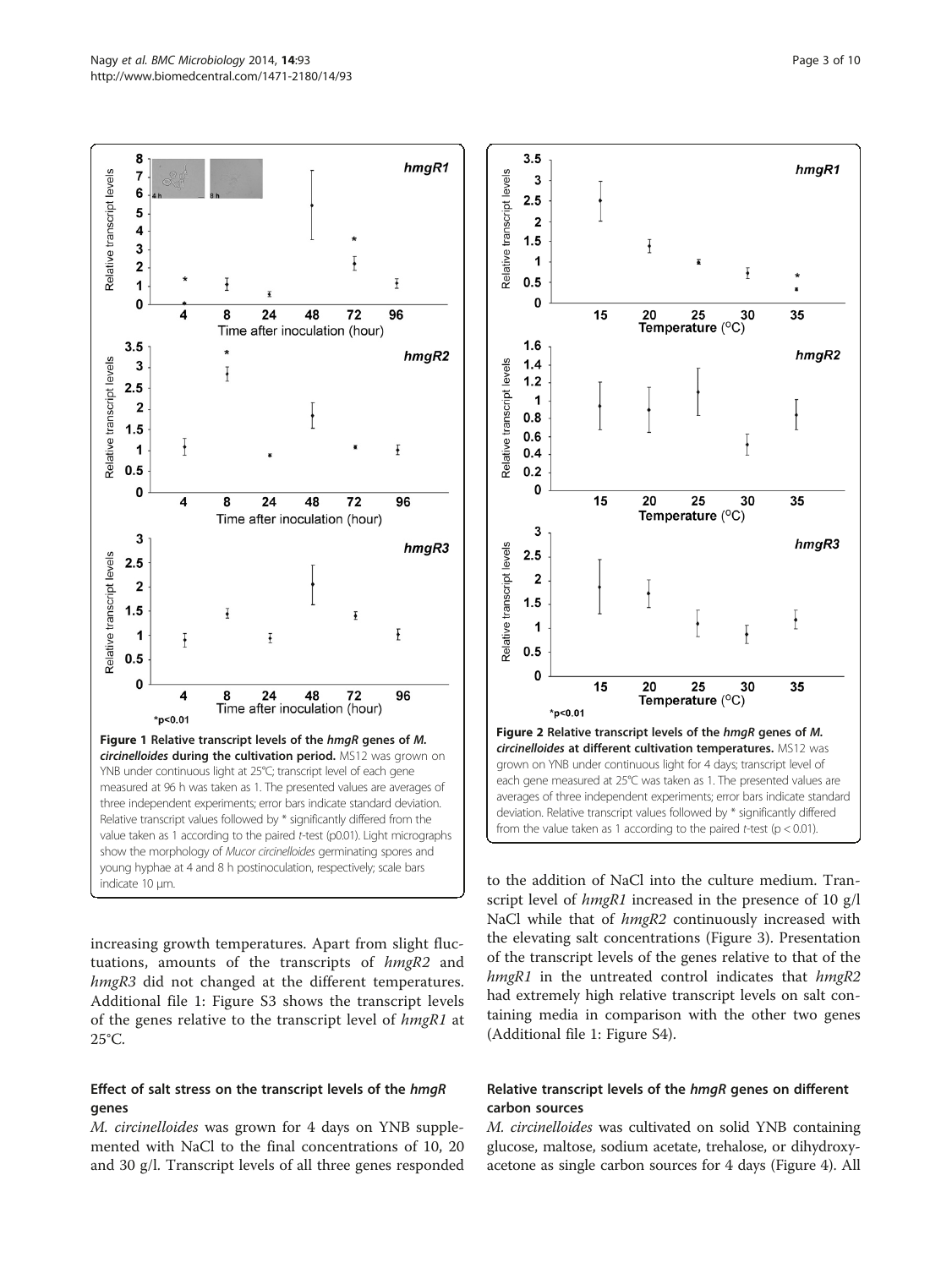**Figure 1 Relative transcript levels of the *hmgR* genes of *M. circinelloides* during the cultivation period.** MS12 was grown on YNB under continuous light at 25°C; transcript level of each gene measured at 96 h was taken as 1. The presented values are averages of three independent experiments; error bars indicate standard deviation. Relative transcript values followed by * significantly differed from the value taken as 1 according to the paired *t*-test (p0.01). Light micrographs show the morphology of *Mucor circinelloides* germinating spores and young hyphae at 4 and 8 h postinoculation, respectively; scale bars indicate 10 μm.

**Figure 2 Relative transcript levels of the *hmgR* genes of *M. circinelloides* at different cultivation temperatures.** MS12 was grown on YNB under continuous light for 4 days; transcript level of each gene measured at 25°C was taken as 1. The presented values are averages of three independent experiments; error bars indicate standard deviation. Relative transcript values followed by * significantly differed from the value taken as 1 according to the paired *t*-test ($p < 0.01$).

increasing growth temperatures. Apart from slight fluctuations, amounts of the transcripts of *hmgR2* and *hmgR3* did not changed at the different temperatures. Additional file 1: Figure S3 shows the transcript levels of the genes relative to the transcript level of *hmgR1* at 25°C.

### Effect of salt stress on the transcript levels of the *hmgR* genes

*M. circinelloides* was grown for 4 days on YNB supplemented with NaCl to the final concentrations of 10, 20 and 30 g/l. Transcript levels of all three genes responded to the addition of NaCl into the culture medium. Transcript level of *hmgR1* increased in the presence of 10 g/l NaCl while that of *hmgR2* continuously increased with the elevating salt concentrations (Figure 3). Presentation of the transcript levels of the genes relative to that of the *hmgR1* in the untreated control indicates that *hmgR2* had extremely high relative transcript levels on salt containing media in comparison with the other two genes (Additional file 1: Figure S4).

### Relative transcript levels of the *hmgR* genes on different carbon sources

*M. circinelloides* was cultivated on solid YNB containing glucose, maltose, sodium acetate, trehalose, or dihydroxyacetone as single carbon sources for 4 days (Figure 4). All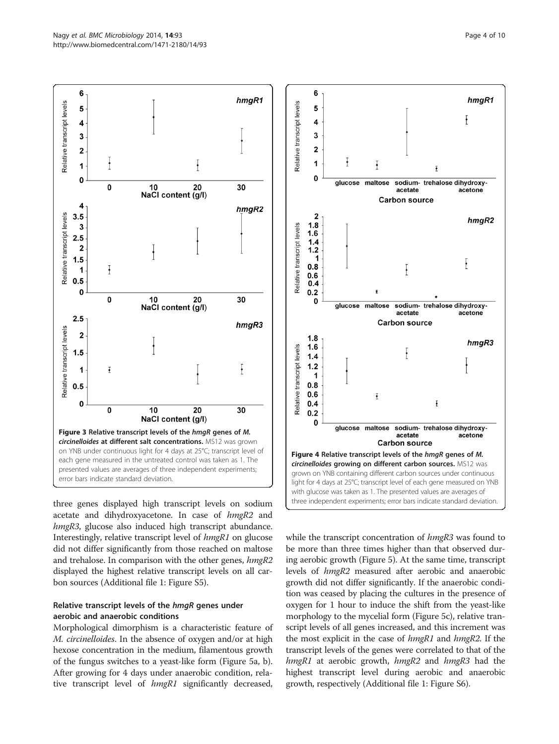**Figure 3 Relative transcript levels of the *hmgR* genes of *M. circinelloides* at different salt concentrations.** MS12 was grown on YNB under continuous light for 4 days at 25°C; transcript level of each gene measured in the untreated control was taken as 1. The presented values are averages of three independent experiments; error bars indicate standard deviation.

**Figure 4 Relative transcript levels of the *hmgR* genes of *M. circinelloides* growing on different carbon sources.** MS12 was grown on YNB containing different carbon sources under continuous light for 4 days at 25°C; transcript level of each gene measured on YNB with glucose was taken as 1. The presented values are averages of three independent experiments; error bars indicate standard deviation.

three genes displayed high transcript levels on sodium acetate and dihydroxyacetone. In case of *hmgR2* and *hmgR3*, glucose also induced high transcript abundance. Interestingly, relative transcript level of *hmgR1* on glucose did not differ significantly from those reached on maltose and trehalose. In comparison with the other genes, *hmgR2* displayed the highest relative transcript levels on all carbon sources (Additional file 1: Figure S5).

### Relative transcript levels of the *hmgR* genes under aerobic and anaerobic conditions

Morphological dimorphism is a characteristic feature of *M. circinelloides*. In the absence of oxygen and/or at high hexose concentration in the medium, filamentous growth of the fungus switches to a yeast-like form (Figure 5a, b). After growing for 4 days under anaerobic condition, relative transcript level of *hmgR1* significantly decreased, while the transcript concentration of *hmgR3* was found to be more than three times higher than that observed during aerobic growth (Figure 5). At the same time, transcript levels of *hmgR2* measured after aerobic and anaerobic growth did not differ significantly. If the anaerobic condition was ceased by placing the cultures in the presence of oxygen for 1 hour to induce the shift from the yeast-like morphology to the mycelial form (Figure 5c), relative transcript levels of all genes increased, and this increment was the most explicit in the case of *hmgR1* and *hmgR2*. If the transcript levels of the genes were correlated to that of the *hmgR1* at aerobic growth, *hmgR2* and *hmgR3* had the highest transcript level during aerobic and anaerobic growth, respectively (Additional file 1: Figure S6).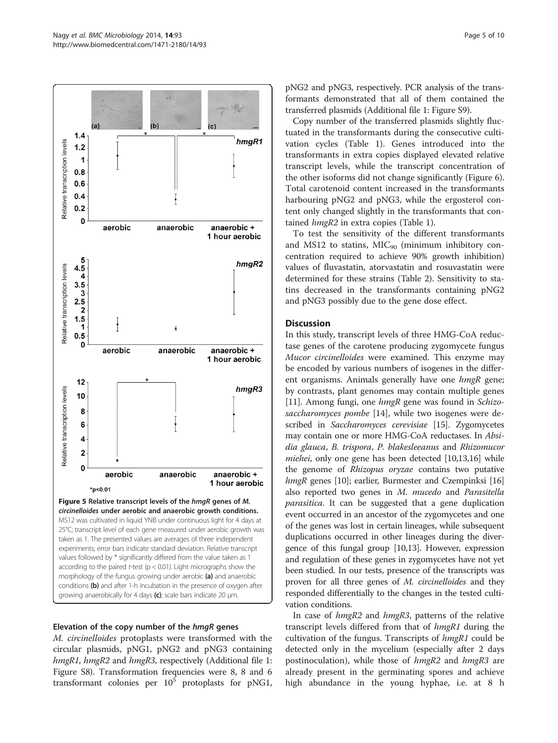Figure 5 Relative transcript levels of the *hmgR* genes of *M. circinelloides* under aerobic and anaerobic growth conditions. MS12 was cultivated in liquid YNB under continuous light for 4 days at 25°C; transcript level of each gene measured under aerobic growth was taken as 1. The presented values are averages of three independent experiments; error bars indicate standard deviation. Relative transcript values followed by * significantly differed from the value taken as 1 according to the paired *t*-test ($p < 0.01$). Light micrographs show the morphology of the fungus growing under aerobic **(a)** and anaerobic conditions **(b)** and after 1-h incubation in the presence of oxygen after growing anaerobically for 4 days **(c)**; scale bars indicate 20 μm.

### Elevation of the copy number of the *hmgR* genes

*M. circinelloides* protoplasts were transformed with the circular plasmids, pNG1, pNG2 and pNG3 containing *hmgR1*, *hmgR2* and *hmgR3*, respectively (Additional file 1: Figure S8). Transformation frequencies were 8, 8 and 6 transformant colonies per $10^5$ protoplasts for pNG1, pNG2 and pNG3, respectively. PCR analysis of the transformants demonstrated that all of them contained the transferred plasmids (Additional file 1: Figure S9).

Copy number of the transferred plasmids slightly fluctuated in the transformants during the consecutive cultivation cycles (Table 1). Genes introduced into the transformants in extra copies displayed elevated relative transcript levels, while the transcript concentration of the other isoforms did not change significantly (Figure 6). Total carotenoid content increased in the transformants harbouring pNG2 and pNG3, while the ergosterol content only changed slightly in the transformants that contained *hmgR2* in extra copies (Table 1).

To test the sensitivity of the different transformants and MS12 to statins, $MIC_{90}$ (minimum inhibitory concentration required to achieve 90% growth inhibition) values of fluvastatin, atorvastatin and rosuvastatin were determined for these strains (Table 2). Sensitivity to statins decreased in the transformants containing pNG2 and pNG3 possibly due to the gene dose effect.

## Discussion

In this study, transcript levels of three HMG-CoA reductase genes of the carotene producing zygomycete fungus *Mucor circinelloides* were examined. This enzyme may be encoded by various numbers of isogenes in the different organisms. Animals generally have one *hmgR* gene; by contrasts, plant genomes may contain multiple genes [11]. Among fungi, one *hmgR* gene was found in *Schizosaccharomyces pombe* [14], while two isogenes were described in *Saccharomyces cerevisiae* [15]. Zygomycetes may contain one or more HMG-CoA reductases. In *Absidia glauca*, *B. trispora*, *P. blakesleeanus* and *Rhizomucor miehei*, only one gene has been detected [10,13,16] while the genome of *Rhizopus oryzae* contains two putative *hmgR* genes [10]; earlier, Burmester and Czempinksi [16] also reported two genes in *M. mucedo* and *Parasitella parasitica*. It can be suggested that a gene duplication event occurred in an ancestor of the zygomycetes and one of the genes was lost in certain lineages, while subsequent duplications occurred in other lineages during the divergence of this fungal group [10,13]. However, expression and regulation of these genes in zygomycetes have not yet been studied. In our tests, presence of the transcripts was proven for all three genes of *M. circinelloides* and they responded differentially to the changes in the tested cultivation conditions.

In case of *hmgR2* and *hmgR3*, patterns of the relative transcript levels differed from that of *hmgR1* during the cultivation of the fungus. Transcripts of *hmgR1* could be detected only in the mycelium (especially after 2 days postinoculation), while those of *hmgR2* and *hmgR3* are already present in the germinating spores and achieve high abundance in the young hyphae, i.e. at 8 h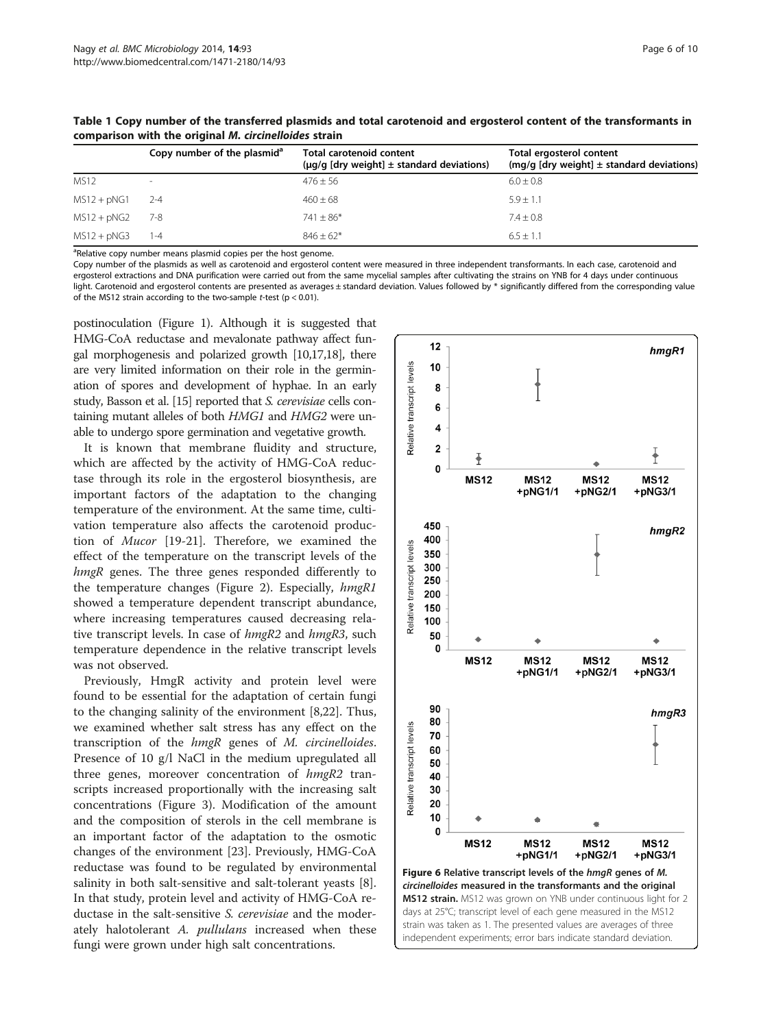**Table 1 Copy number of the transferred plasmids and total carotenoid and ergosterol content of the transformants in comparison with the original *M. circinelloides* strain**

| | Copy number of the plasmid[a] | Total carotenoid content (μg/g [dry weight] ± standard deviations) | Total ergosterol content (mg/g [dry weight] ± standard deviations) |
|---|---|---|---|
| MS12 | - | 476 ± 56 | 6.0 ± 0.8 |
| MS12 + pNG1 | 2-4 | 460 ± 68 | 5.9 ± 1.1 |
| MS12 + pNG2 | 7-8 | 741 ± 86* | 7.4 ± 0.8 |
| MS12 + pNG3 | 1-4 | 846 ± 62* | 6.5 ± 1.1 |

[a]Relative copy number means plasmid copies per the host genome.

Copy number of the plasmids as well as carotenoid and ergosterol content were measured in three independent transformants. In each case, carotenoid and ergosterol extractions and DNA purification were carried out from the same mycelial samples after cultivating the strains on YNB for 4 days under continuous light. Carotenoid and ergosterol contents are presented as averages ± standard deviation. Values followed by * significantly differed from the corresponding value of the MS12 strain according to the two-sample *t*-test ($p < 0.01$).

postinoculation (Figure 1). Although it is suggested that HMG-CoA reductase and mevalonate pathway affect fungal morphogenesis and polarized growth [10,17,18], there are very limited information on their role in the germination of spores and development of hyphae. In an early study, Basson et al. [15] reported that *S. cerevisiae* cells containing mutant alleles of both *HMG1* and *HMG2* were unable to undergo spore germination and vegetative growth.

It is known that membrane fluidity and structure, which are affected by the activity of HMG-CoA reductase through its role in the ergosterol biosynthesis, are important factors of the adaptation to the changing temperature of the environment. At the same time, cultivation temperature also affects the carotenoid production of *Mucor* [19-21]. Therefore, we examined the effect of the temperature on the transcript levels of the *hmgR* genes. The three genes responded differently to the temperature changes (Figure 2). Especially, *hmgR1* showed a temperature dependent transcript abundance, where increasing temperatures caused decreasing relative transcript levels. In case of *hmgR2* and *hmgR3*, such temperature dependence in the relative transcript levels was not observed.

Previously, HmgR activity and protein level were found to be essential for the adaptation of certain fungi to the changing salinity of the environment [8,22]. Thus, we examined whether salt stress has any effect on the transcription of the *hmgR* genes of *M. circinelloides*. Presence of 10 g/l NaCl in the medium upregulated all three genes, moreover concentration of *hmgR2* transcripts increased proportionally with the increasing salt concentrations (Figure 3). Modification of the amount and the composition of sterols in the cell membrane is an important factor of the adaptation to the osmotic changes of the environment [23]. Previously, HMG-CoA reductase was found to be regulated by environmental salinity in both salt-sensitive and salt-tolerant yeasts [8]. In that study, protein level and activity of HMG-CoA reductase in the salt-sensitive *S. cerevisiae* and the moderately halotolerant *A. pullulans* increased when these fungi were grown under high salt concentrations.

**Figure 6 Relative transcript levels of the *hmgR* genes of *M. circinelloides* measured in the transformants and the original MS12 strain.** MS12 was grown on YNB under continuous light for 2 days at 25°C; transcript level of each gene measured in the MS12 strain was taken as 1. The presented values are averages of three independent experiments; error bars indicate standard deviation.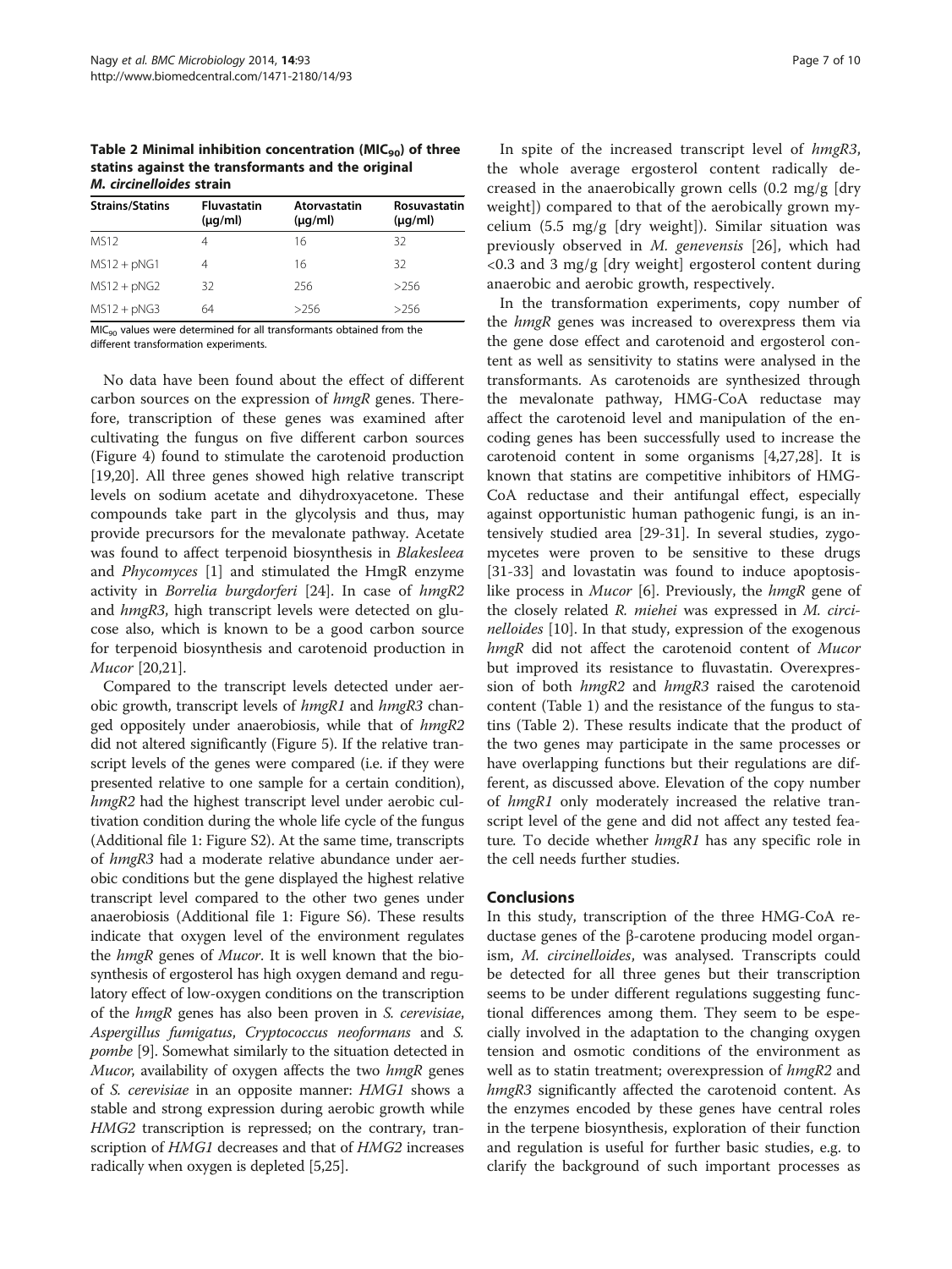**Table 2 Minimal inhibition concentration ($MIC_{90}$) of three statins against the transformants and the original *M. circinelloides* strain**

| Strains/Statins | Fluvastatin (μg/ml) | Atorvastatin (μg/ml) | Rosuvastatin (μg/ml) |
|---|---|---|---|
| MS12 | 4 | 16 | 32 |
| MS12 + pNG1 | 4 | 16 | 32 |
| MS12 + pNG2 | 32 | 256 | >256 |
| MS12 + pNG3 | 64 | >256 | >256 |

$MIC_{90}$ values were determined for all transformants obtained from the different transformation experiments.

No data have been found about the effect of different carbon sources on the expression of *hmgR* genes. Therefore, transcription of these genes was examined after cultivating the fungus on five different carbon sources (Figure 4) found to stimulate the carotenoid production [19,20]. All three genes showed high relative transcript levels on sodium acetate and dihydroxyacetone. These compounds take part in the glycolysis and thus, may provide precursors for the mevalonate pathway. Acetate was found to affect terpenoid biosynthesis in *Blakesleea* and *Phycomyces* [1] and stimulated the HmgR enzyme activity in *Borrelia burgdorferi* [24]. In case of *hmgR2* and *hmgR3*, high transcript levels were detected on glucose also, which is known to be a good carbon source for terpenoid biosynthesis and carotenoid production in *Mucor* [20,21].

Compared to the transcript levels detected under aerobic growth, transcript levels of *hmgR1* and *hmgR3* changed oppositely under anaerobiosis, while that of *hmgR2* did not altered significantly (Figure 5). If the relative transcript levels of the genes were compared (i.e. if they were presented relative to one sample for a certain condition), *hmgR2* had the highest transcript level under aerobic cultivation condition during the whole life cycle of the fungus (Additional file 1: Figure S2). At the same time, transcripts of *hmgR3* had a moderate relative abundance under aerobic conditions but the gene displayed the highest relative transcript level compared to the other two genes under anaerobiosis (Additional file 1: Figure S6). These results indicate that oxygen level of the environment regulates the *hmgR* genes of *Mucor*. It is well known that the biosynthesis of ergosterol has high oxygen demand and regulatory effect of low-oxygen conditions on the transcription of the *hmgR* genes has also been proven in *S. cerevisiae*, *Aspergillus fumigatus*, *Cryptococcus neoformans* and *S. pombe* [9]. Somewhat similarly to the situation detected in *Mucor*, availability of oxygen affects the two *hmgR* genes of *S. cerevisiae* in an opposite manner: *HMG1* shows a stable and strong expression during aerobic growth while *HMG2* transcription is repressed; on the contrary, transcription of *HMG1* decreases and that of *HMG2* increases radically when oxygen is depleted [5,25].

In spite of the increased transcript level of *hmgR3*, the whole average ergosterol content radically decreased in the anaerobically grown cells (0.2 mg/g [dry weight]) compared to that of the aerobically grown mycelium (5.5 mg/g [dry weight]). Similar situation was previously observed in *M. genevensis* [26], which had <0.3 and 3 mg/g [dry weight] ergosterol content during anaerobic and aerobic growth, respectively.

In the transformation experiments, copy number of the *hmgR* genes was increased to overexpress them via the gene dose effect and carotenoid and ergosterol content as well as sensitivity to statins were analysed in the transformants. As carotenoids are synthesized through the mevalonate pathway, HMG-CoA reductase may affect the carotenoid level and manipulation of the encoding genes has been successfully used to increase the carotenoid content in some organisms [4,27,28]. It is known that statins are competitive inhibitors of HMG-CoA reductase and their antifungal effect, especially against opportunistic human pathogenic fungi, is an intensively studied area [29-31]. In several studies, zygomycetes were proven to be sensitive to these drugs [31-33] and lovastatin was found to induce apoptosis-like process in *Mucor* [6]. Previously, the *hmgR* gene of the closely related *R. miehei* was expressed in *M. circinelloides* [10]. In that study, expression of the exogenous *hmgR* did not affect the carotenoid content of *Mucor* but improved its resistance to fluvastatin. Overexpression of both *hmgR2* and *hmgR3* raised the carotenoid content (Table 1) and the resistance of the fungus to statins (Table 2). These results indicate that the product of the two genes may participate in the same processes or have overlapping functions but their regulations are different, as discussed above. Elevation of the copy number of *hmgR1* only moderately increased the relative transcript level of the gene and did not affect any tested feature. To decide whether *hmgR1* has any specific role in the cell needs further studies.

## Conclusions

In this study, transcription of the three HMG-CoA reductase genes of the β-carotene producing model organism, *M. circinelloides*, was analysed. Transcripts could be detected for all three genes but their transcription seems to be under different regulations suggesting functional differences among them. They seem to be especially involved in the adaptation to the changing oxygen tension and osmotic conditions of the environment as well as to statin treatment; overexpression of *hmgR2* and *hmgR3* significantly affected the carotenoid content. As the enzymes encoded by these genes have central roles in the terpene biosynthesis, exploration of their function and regulation is useful for further basic studies, e.g. to clarify the background of such important processes as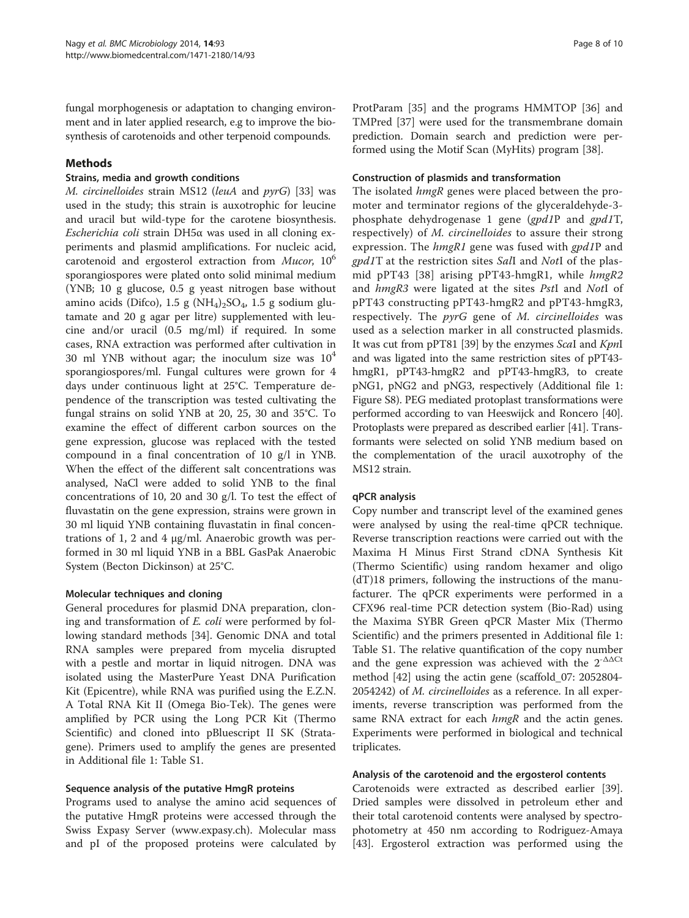fungal morphogenesis or adaptation to changing environment and in later applied research, e.g to improve the biosynthesis of carotenoids and other terpenoid compounds.

## Methods

### Strains, media and growth conditions

*M. circinelloides* strain MS12 (*leuA* and *pyrG*) [33] was used in the study; this strain is auxotrophic for leucine and uracil but wild-type for the carotene biosynthesis. *Escherichia coli* strain DH5α was used in all cloning experiments and plasmid amplifications. For nucleic acid, carotenoid and ergosterol extraction from *Mucor*, $10^6$ sporangiospores were plated onto solid minimal medium (YNB; 10 g glucose, 0.5 g yeast nitrogen base without amino acids (Difco), 1.5 g $(NH_4)_2SO_4$, 1.5 g sodium glutamate and 20 g agar per litre) supplemented with leucine and/or uracil (0.5 mg/ml) if required. In some cases, RNA extraction was performed after cultivation in 30 ml YNB without agar; the inoculum size was $10^4$ sporangiospores/ml. Fungal cultures were grown for 4 days under continuous light at 25°C. Temperature dependence of the transcription was tested cultivating the fungal strains on solid YNB at 20, 25, 30 and 35°C. To examine the effect of different carbon sources on the gene expression, glucose was replaced with the tested compound in a final concentration of 10 g/l in YNB. When the effect of the different salt concentrations was analysed, NaCl were added to solid YNB to the final concentrations of 10, 20 and 30 g/l. To test the effect of fluvastatin on the gene expression, strains were grown in 30 ml liquid YNB containing fluvastatin in final concentrations of 1, 2 and 4 μg/ml. Anaerobic growth was performed in 30 ml liquid YNB in a BBL GasPak Anaerobic System (Becton Dickinson) at 25°C.

### Molecular techniques and cloning

General procedures for plasmid DNA preparation, cloning and transformation of *E. coli* were performed by following standard methods [34]. Genomic DNA and total RNA samples were prepared from mycelia disrupted with a pestle and mortar in liquid nitrogen. DNA was isolated using the MasterPure Yeast DNA Purification Kit (Epicentre), while RNA was purified using the E.Z.N. A Total RNA Kit II (Omega Bio-Tek). The genes were amplified by PCR using the Long PCR Kit (Thermo Scientific) and cloned into pBluescript II SK (Stratagene). Primers used to amplify the genes are presented in Additional file 1: Table S1.

### Sequence analysis of the putative HmgR proteins

Programs used to analyse the amino acid sequences of the putative HmgR proteins were accessed through the Swiss Expasy Server (www.expasy.ch). Molecular mass and pI of the proposed proteins were calculated by ProtParam [35] and the programs HMMTOP [36] and TMPred [37] were used for the transmembrane domain prediction. Domain search and prediction were performed using the Motif Scan (MyHits) program [38].

### Construction of plasmids and transformation

The isolated *hmgR* genes were placed between the promoter and terminator regions of the glyceraldehyde-3-phosphate dehydrogenase 1 gene (*gpd1*P and *gpd1*T, respectively) of *M. circinelloides* to assure their strong expression. The *hmgR1* gene was fused with *gpd1*P and *gpd1*T at the restriction sites *Sal*I and *Not*I of the plasmid pPT43 [38] arising pPT43-hmgR1, while *hmgR2* and *hmgR3* were ligated at the sites *Pst*I and *Not*I of pPT43 constructing pPT43-hmgR2 and pPT43-hmgR3, respectively. The *pyrG* gene of *M. circinelloides* was used as a selection marker in all constructed plasmids. It was cut from pPT81 [39] by the enzymes *Sca*I and *Kpn*I and was ligated into the same restriction sites of pPT43-hmgR1, pPT43-hmgR2 and pPT43-hmgR3, to create pNG1, pNG2 and pNG3, respectively (Additional file 1: Figure S8). PEG mediated protoplast transformations were performed according to van Heeswijck and Roncero [40]. Protoplasts were prepared as described earlier [41]. Transformants were selected on solid YNB medium based on the complementation of the uracil auxotrophy of the MS12 strain.

### qPCR analysis

Copy number and transcript level of the examined genes were analysed by using the real-time qPCR technique. Reverse transcription reactions were carried out with the Maxima H Minus First Strand cDNA Synthesis Kit (Thermo Scientific) using random hexamer and oligo (dT)18 primers, following the instructions of the manufacturer. The qPCR experiments were performed in a CFX96 real-time PCR detection system (Bio-Rad) using the Maxima SYBR Green qPCR Master Mix (Thermo Scientific) and the primers presented in Additional file 1: Table S1. The relative quantification of the copy number and the gene expression was achieved with the $2^{-\Delta\Delta Ct}$ method [42] using the actin gene (scaffold_07: 2052804-2054242) of *M. circinelloides* as a reference. In all experiments, reverse transcription was performed from the same RNA extract for each *hmgR* and the actin genes. Experiments were performed in biological and technical triplicates.

### Analysis of the carotenoid and the ergosterol contents

Carotenoids were extracted as described earlier [39]. Dried samples were dissolved in petroleum ether and their total carotenoid contents were analysed by spectrophotometry at 450 nm according to Rodriguez-Amaya [43]. Ergosterol extraction was performed using the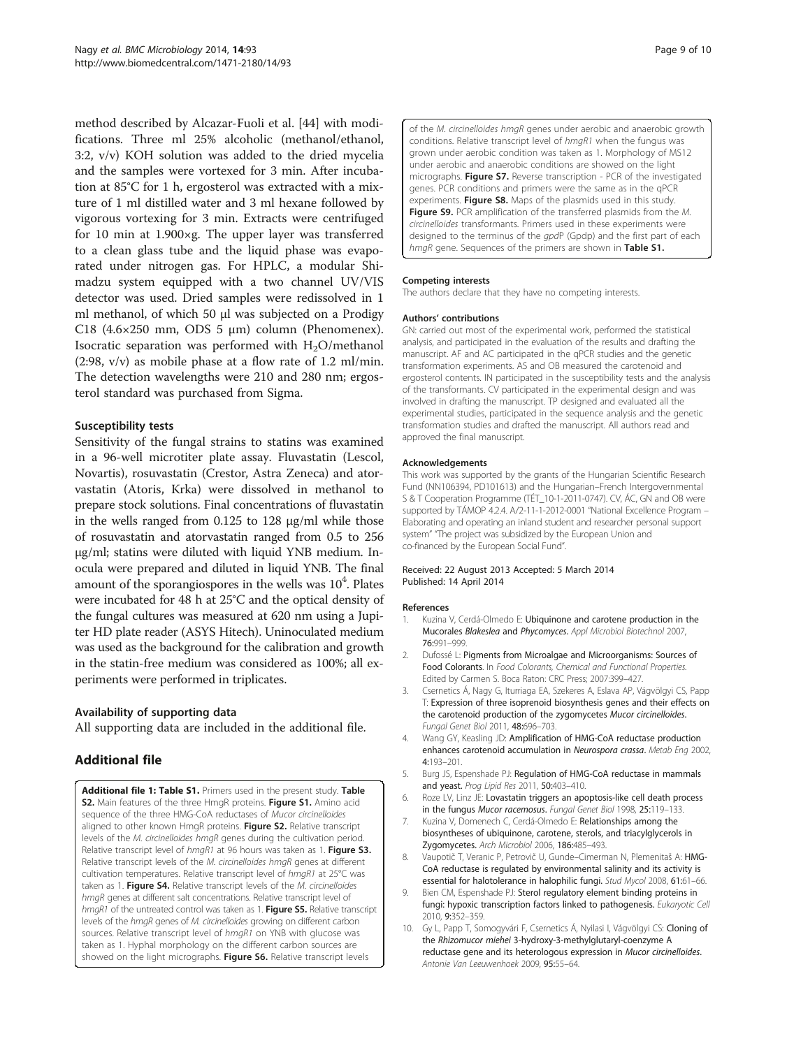method described by Alcazar-Fuoli et al. [44] with modifications. Three ml 25% alcoholic (methanol/ethanol, 3:2, v/v) KOH solution was added to the dried mycelia and the samples were vortexed for 3 min. After incubation at 85°C for 1 h, ergosterol was extracted with a mixture of 1 ml distilled water and 3 ml hexane followed by vigorous vortexing for 3 min. Extracts were centrifuged for 10 min at 1.900×g. The upper layer was transferred to a clean glass tube and the liquid phase was evaporated under nitrogen gas. For HPLC, a modular Shimadzu system equipped with a two channel UV/VIS detector was used. Dried samples were redissolved in 1 ml methanol, of which 50 μl was subjected on a Prodigy C18 (4.6×250 mm, ODS 5 μm) column (Phenomenex). Isocratic separation was performed with $H_2O$/methanol (2:98, v/v) as mobile phase at a flow rate of 1.2 ml/min. The detection wavelengths were 210 and 280 nm; ergosterol standard was purchased from Sigma.

### Susceptibility tests

Sensitivity of the fungal strains to statins was examined in a 96-well microtiter plate assay. Fluvastatin (Lescol, Novartis), rosuvastatin (Crestor, Astra Zeneca) and atorvastatin (Atoris, Krka) were dissolved in methanol to prepare stock solutions. Final concentrations of fluvastatin in the wells ranged from 0.125 to 128 μg/ml while those of rosuvastatin and atorvastatin ranged from 0.5 to 256 μg/ml; statins were diluted with liquid YNB medium. Inocula were prepared and diluted in liquid YNB. The final amount of the sporangiospores in the wells was $10^4$. Plates were incubated for 48 h at 25°C and the optical density of the fungal cultures was measured at 620 nm using a Jupiter HD plate reader (ASYS Hitech). Uninoculated medium was used as the background for the calibration and growth in the statin-free medium was considered as 100%; all experiments were performed in triplicates.

### Availability of supporting data

All supporting data are included in the additional file.

## Additional file

**Additional file 1: Table S1.** Primers used in the present study. **Table S2.** Main features of the three HmgR proteins. **Figure S1.** Amino acid sequence of the three HMG-CoA reductases of *Mucor circinelloides* aligned to other known HmgR proteins. **Figure S2.** Relative transcript levels of the *M. circinelloides hmgR* genes during the cultivation period. Relative transcript level of *hmgR1* at 96 hours was taken as 1. **Figure S3.** Relative transcript levels of the *M. circinelloides hmgR* genes at different cultivation temperatures. Relative transcript level of *hmgR1* at 25°C was taken as 1. **Figure S4.** Relative transcript levels of the *M. circinelloides hmgR* genes at different salt concentrations. Relative transcript level of *hmgR1* of the untreated control was taken as 1. **Figure S5.** Relative transcript levels of the *hmgR* genes of *M. circinelloides* growing on different carbon sources. Relative transcript level of *hmgR1* on YNB with glucose was taken as 1. Hyphal morphology on the different carbon sources are showed on the light micrographs. **Figure S6.** Relative transcript levels of the *M. circinelloides hmgR* genes under aerobic and anaerobic growth conditions. Relative transcript level of *hmgR1* when the fungus was grown under aerobic condition was taken as 1. Morphology of MS12 under aerobic and anaerobic conditions are showed on the light micrographs. **Figure S7.** Reverse transcription - PCR of the investigated genes. PCR conditions and primers were the same as in the qPCR experiments. **Figure S8.** Maps of the plasmids used in this study. **Figure S9.** PCR amplification of the transferred plasmids from the *M. circinelloides* transformants. Primers used in these experiments were designed to the terminus of the *gpd*P (Gpdp) and the first part of each *hmgR* gene. Sequences of the primers are shown in **Table S1.**

#### Competing interests

The authors declare that they have no competing interests.

#### Authors' contributions

GN: carried out most of the experimental work, performed the statistical analysis, and participated in the evaluation of the results and drafting the manuscript. AF and AC participated in the qPCR studies and the genetic transformation experiments. AS and OB measured the carotenoid and ergosterol contents. IN participated in the susceptibility tests and the analysis of the transformants. CV participated in the experimental design and was involved in drafting the manuscript. TP designed and evaluated all the experimental studies, participated in the sequence analysis and the genetic transformation studies and drafted the manuscript. All authors read and approved the final manuscript.

#### Acknowledgements

This work was supported by the grants of the Hungarian Scientific Research Fund (NN106394, PD101613) and the Hungarian–French Intergovernmental S & T Cooperation Programme (TÉT_10-1-2011-0747). CV, ÁC, GN and OB were supported by TÁMOP 4.2.4. A/2-11-1-2012-0001 "National Excellence Program – Elaborating and operating an inland student and researcher personal support system" "The project was subsidized by the European Union and co-financed by the European Social Fund".

Received: 22 August 2013 Accepted: 5 March 2014
Published: 14 April 2014

#### References

1. Kuzina V, Cerdá-Olmedo E: **Ubiquinone and carotene production in the Mucorales *Blakeslea* and *Phycomyces*.** *Appl Microbiol Biotechnol* 2007, **76:**991–999.
2. Dufossé L: **Pigments from Microalgae and Microorganisms: Sources of Food Colorants.** In *Food Colorants, Chemical and Functional Properties.* Edited by Carmen S. Boca Raton: CRC Press; 2007:399–427.
3. Csernetics Á, Nagy G, Iturriaga EA, Szekeres A, Eslava AP, Vágvölgyi CS, Papp T: **Expression of three isoprenoid biosynthesis genes and their effects on the carotenoid production of the zygomycetes *Mucor circinelloides*.** *Fungal Genet Biol* 2011, **48:**696–703.
4. Wang GY, Keasling JD: **Amplification of HMG-CoA reductase production enhances carotenoid accumulation in *Neurospora crassa*.** *Metab Eng* 2002, **4:**193–201.
5. Burg JS, Espenshade PJ: **Regulation of HMG-CoA reductase in mammals and yeast.** *Prog Lipid Res* 2011, **50:**403–410.
6. Roze LV, Linz JE: **Lovastatin triggers an apoptosis-like cell death process in the fungus *Mucor racemosus*.** *Fungal Genet Biol* 1998, **25:**119–133.
7. Kuzina V, Domenech C, Cerdá-Olmedo E: **Relationships among the biosyntheses of ubiquinone, carotene, sterols, and triacylglycerols in Zygomycetes.** *Arch Microbiol* 2006, **186:**485–493.
8. Vaupotič T, Veranic P, Petrovič U, Gunde–Cimerman N, Plemenitaš A: **HMG-CoA reductase is regulated by environmental salinity and its activity is essential for halotolerance in halophilic fungi.** *Stud Mycol* 2008, **61:**61–66.
9. Bien CM, Espenshade PJ: **Sterol regulatory element binding proteins in fungi: hypoxic transcription factors linked to pathogenesis.** *Eukaryotic Cell* 2010, **9:**352–359.
10. Gy L, Papp T, Somogyvári F, Csernetics Á, Nyilasi I, Vágvölgyi CS: **Cloning of the *Rhizomucor miehei* 3-hydroxy-3-methylglutaryl-coenzyme A reductase gene and its heterologous expression in *Mucor circinelloides*.** *Antonie Van Leeuwenhoek* 2009, **95:**55–64.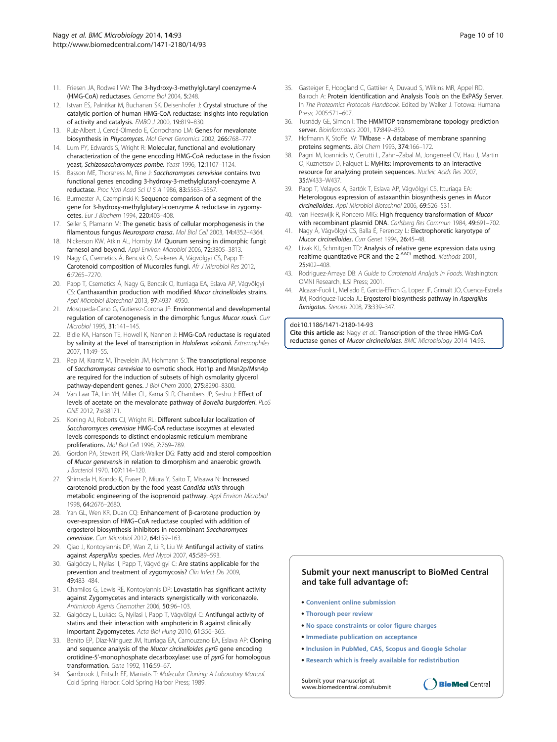11. Friesen JA, Rodwell VW: The 3-hydroxy-3-methylglutaryl coenzyme-A (HMG-CoA) reductases. *Genome Biol* 2004, 5:248.
12. Istvan ES, Palnitkar M, Buchanan SK, Deisenhofer J: Crystal structure of the catalytic portion of human HMG-CoA reductase: insights into regulation of activity and catalysis. *EMBO J* 2000, 19:819–830.
13. Ruiz-Albert J, Cerdá-Olmedo E, Corrochano LM: Genes for mevalonate biosynthesis in *Phycomyces*. *Mol Genet Genomics* 2002, 266:768–777.
14. Lum PY, Edwards S, Wright R: Molecular, functional and evolutionary characterization of the gene encoding HMG-CoA reductase in the fission yeast, *Schizosaccharomyces pombe*. *Yeast* 1996, 12:1107–1124.
15. Basson ME, Thorsness M, Rine J: *Saccharomyces cerevisiae* contains two functional genes encoding 3-hydroxy-3-methylglutaryl-coenzyme A reductase. *Proc Natl Acad Sci U S A* 1986, 83:5563–5567.
16. Burmester A, Czempinski K: Sequence comparison of a segment of the gene for 3-hydroxy-methylglutaryl-coenzyme A reductase in zygomycetes. *Eur J Biochem* 1994, 220:403–408.
17. Seiler S, Plamann M: The genetic basis of cellular morphogenesis in the filamentous fungus *Neurospora crassa*. *Mol Biol Cell* 2003, 14:4352–4364.
18. Nickerson KW, Atkin AL, Hornby JM: Quorum sensing in dimorphic fungi: farnesol and beyond. *Appl Environ Microbiol* 2006, 72:3805–3813.
19. Nagy G, Csernetics Á, Bencsik O, Szekeres A, Vágvölgyi CS, Papp T: Carotenoid composition of Mucorales fungi. *Afr J Microbiol Res* 2012, 6:7265–7270.
20. Papp T, Csernetics Á, Nagy G, Bencsik O, Iturriaga EA, Eslava AP, Vágvölgyi CS: Canthaxanthin production with modified *Mucor circinelloides* strains. *Appl Microbiol Biotechnol* 2013, 97:4937–4950.
21. Mosqueda-Cano G, Gutierez-Corona JF: Environmental and developmental regulation of carotenogenesis in the dimorphic fungus *Mucor rouxii*. *Curr Microbiol* 1995, 31:141–145.
22. Bidle KA, Hanson TE, Howell K, Nannen J: HMG-CoA reductase is regulated by salinity at the level of transcription in *Haloferax volcanii*. *Extremophiles* 2007, 11:49–55.
23. Rep M, Krantz M, Thevelein JM, Hohmann S: The transcriptional response of *Saccharomyces cerevisiae* to osmotic shock. Hot1p and Msn2p/Msn4p are required for the induction of subsets of high osmolarity glycerol pathway-dependent genes. *J Biol Chem* 2000, 275:8290–8300.
24. Van Laar TA, Lin YH, Miller CL, Karna SLR, Chambers JP, Seshu J: Effect of levels of acetate on the mevalonate pathway of *Borrelia burgdorferi*. *PLoS ONE* 2012, 7:e38171.
25. Koning AJ, Roberts CJ, Wright RL: Different subcellular localization of *Saccharomyces cerevisiae* HMG-CoA reductase isozymes at elevated levels corresponds to distinct endoplasmic reticulum membrane proliferations. *Mol Biol Cell* 1996, 7:769–789.
26. Gordon PA, Stewart PR, Clark-Walker DG: Fatty acid and sterol composition of *Mucor genevensis* in relation to dimorphism and anaerobic growth. *J Bacteriol* 1970, 107:114–120.
27. Shimada H, Kondo K, Fraser P, Miura Y, Saito T, Misawa N: Increased carotenoid production by the food yeast *Candida utilis* through metabolic engineering of the isoprenoid pathway. *Appl Environ Microbiol* 1998, 64:2676–2680.
28. Yan GL, Wen KR, Duan CQ: Enhancement of β-carotene production by over-expression of HMG–CoA reductase coupled with addition of ergosterol biosynthesis inhibitors in recombinant *Saccharomyces cerevisiae*. *Curr Microbiol* 2012, 64:159–163.
29. Qiao J, Kontoyiannis DP, Wan Z, Li R, Liu W: Antifungal activity of statins against *Aspergillus* species. *Med Mycol* 2007, 45:589–593.
30. Galgóczy L, Nyilasi I, Papp T, Vágvölgyi C: Are statins applicable for the prevention and treatment of zygomycosis? *Clin Infect Dis* 2009, 49:483–484.
31. Chamilos G, Lewis RE, Kontoyiannis DP: Lovastatin has significant activity against Zygomycetes and interacts synergistically with voriconazole. *Antimicrob Agents Chemother* 2006, 50:96–103.
32. Galgóczy L, Lukács G, Nyilasi I, Papp T, Vágvölgyi C: Antifungal activity of statins and their interaction with amphotericin B against clinically important Zygomycetes. *Acta Biol Hung* 2010, 61:356–365.
33. Benito EP, Díaz-Mínguez JM, Iturriaga EA, Campuzano EA, Eslava AP: Cloning and sequence analysis of the *Mucor circinelloides pyrG* gene encoding orotidine-5′-monophosphate decarboxylase: use of *pyrG* for homologous transformation. *Gene* 1992, 116:59–67.
34. Sambrook J, Fritsch EF, Maniatis T: *Molecular Cloning: A Laboratory Manual.* Cold Spring Harbor: Cold Spring Harbor Press; 1989.
35. Gasteiger E, Hoogland C, Gattiker A, Duvaud S, Wilkins MR, Appel RD, Bairoch A: Protein Identification and Analysis Tools on the ExPASy Server. In *The Proteomics Protocols Handbook.* Edited by Walker J. Totowa: Humana Press; 2005:571–607.
36. Tusnády GE, Simon I: The HMMTOP transmembrane topology prediction server. *Bioinformatics* 2001, 17:849–850.
37. Hofmann K, Stoffel W: TMbase - A database of membrane spanning proteins segments. *Biol Chem* 1993, 374:166–172.
38. Pagni M, Ioannidis V, Cerutti L, Zahn–Zabal M, Jongeneel CV, Hau J, Martin O, Kuznetsov D, Falquet L: MyHits: improvements to an interactive resource for analyzing protein sequences. *Nucleic Acids Res* 2007, 35:W433–W437.
39. Papp T, Velayos A, Bartók T, Eslava AP, Vágvölgyi CS, Itturiaga EA: Heterologous expression of astaxanthin biosynthesis genes in *Mucor circinelloides*. *Appl Microbiol Biotechnol* 2006, 69:526–531.
40. van Heeswijk R, Roncero MIG: High frequency transformation of *Mucor* with recombinant plasmid DNA. *Carlsberg Res Commun* 1984, 49:691–702.
41. Nagy Á, Vágvölgyi CS, Balla É, Ferenczy L: Electrophoretic karyotype of *Mucor circinelloides*. *Curr Genet* 1994, 26:45–48.
42. Livak KJ, Schmitgen TD: Analysis of relative gene expression data using realtime quantitative PCR and the $2^{-\Delta\Delta Ct}$ method. *Methods* 2001, 25:402–408.
43. Rodriguez-Amaya DB: *A Guide to Carotenoid Analysis in Foods.* Washington: OMNI Research, ILSI Press; 2001.
44. Alcazar-Fuoli L, Mellado E, Garcia-Effron G, Lopez JF, Grimalt JO, Cuenca-Estrella JM, Rodriguez-Tudela JL: Ergosterol biosynthesis pathway in *Aspergillus fumigatus*. *Steroids* 2008, 73:339–347.

doi:10.1186/1471-2180-14-93
**Cite this article as:** Nagy *et al.*: Transcription of the three HMG-CoA reductase genes of *Mucor circinelloides*. *BMC Microbiology* 2014 14:93.

**Submit your next manuscript to BioMed Central and take full advantage of:**

- **Convenient online submission**
- **Thorough peer review**
- **No space constraints or color figure charges**
- **Immediate publication on acceptance**
- **Inclusion in PubMed, CAS, Scopus and Google Scholar**
- **Research which is freely available for redistribution**

Submit your manuscript at www.biomedcentral.com/submit

BioMed Central